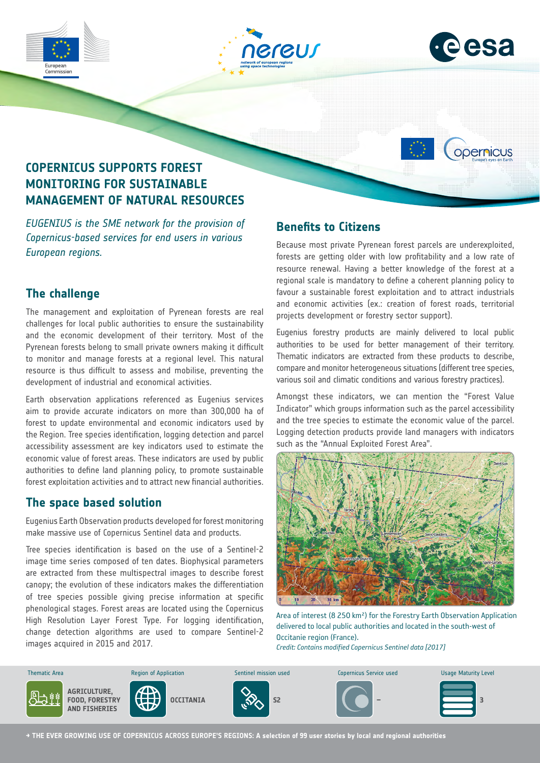# COPERNICUS SUPPORTS FOREST MONITORING FOR SUSTAINABLE MANAGEMENT OF NATURAL RESOURCES

*EUGENIUS is the SME network for the provision of Copernicus-based services for end users in various European regions.*

## The challenge

The management and exploitation of Pyrenean forests are real challenges for local public authorities to ensure the sustainability and the economic development of their territory. Most of the Pyrenean forests belong to small private owners making it difficult to monitor and manage forests at a regional level. This natural resource is thus difficult to assess and mobilise, preventing the development of industrial and economical activities.

Earth observation applications referenced as Eugenius services aim to provide accurate indicators on more than 300,000 ha of forest to update environmental and economic indicators used by the Region. Tree species identification, logging detection and parcel accessibility assessment are key indicators used to estimate the economic value of forest areas. These indicators are used by public authorities to define land planning policy, to promote sustainable forest exploitation activities and to attract new financial authorities.

## The space based solution

Eugenius Earth Observation products developed for forest monitoring make massive use of Copernicus Sentinel data and products.

Tree species identification is based on the use of a Sentinel-2 image time series composed of ten dates. Biophysical parameters are extracted from these multispectral images to describe forest canopy; the evolution of these indicators makes the differentiation of tree species possible giving precise information at specific phenological stages. Forest areas are located using the Copernicus High Resolution Layer Forest Type. For logging identification, change detection algorithms are used to compare Sentinel-2 images acquired in 2015 and 2017.

## Benefits to Citizens

Because most private Pyrenean forest parcels are underexploited, forests are getting older with low profitability and a low rate of resource renewal. Having a better knowledge of the forest at a regional scale is mandatory to define a coherent planning policy to favour a sustainable forest exploitation and to attract industrials and economic activities (ex.: creation of forest roads, territorial projects development or forestry sector support).

Eugenius forestry products are mainly delivered to local public authorities to be used for better management of their territory. Thematic indicators are extracted from these products to describe, compare and monitor heterogeneous situations (different tree species, various soil and climatic conditions and various forestry practices).

Amongst these indicators, we can mention the "Forest Value Indicator" which groups information such as the parcel accessibility and the tree species to estimate the economic value of the parcel. Logging detection products provide land managers with indicators such as the "Annual Exploited Forest Area".

Area of interest (8 250 km²) for the Forestry Earth Observation Application delivered to local public authorities and located in the south-west of Occitanie region (France).
*Credit: Contains modified Copernicus Sentinel data [2017]*

| Thematic Area | Region of Application | Sentinel mission used | Copernicus Service used | Usage Maturity Level |
|---|---|---|---|---|
| AGRICULTURE, FOOD, FORESTRY AND FISHERIES | OCCITANIA | S2 | – | 3 |

→ THE EVER GROWING USE OF COPERNICUS ACROSS EUROPE'S REGIONS: A selection of 99 user stories by local and regional authorities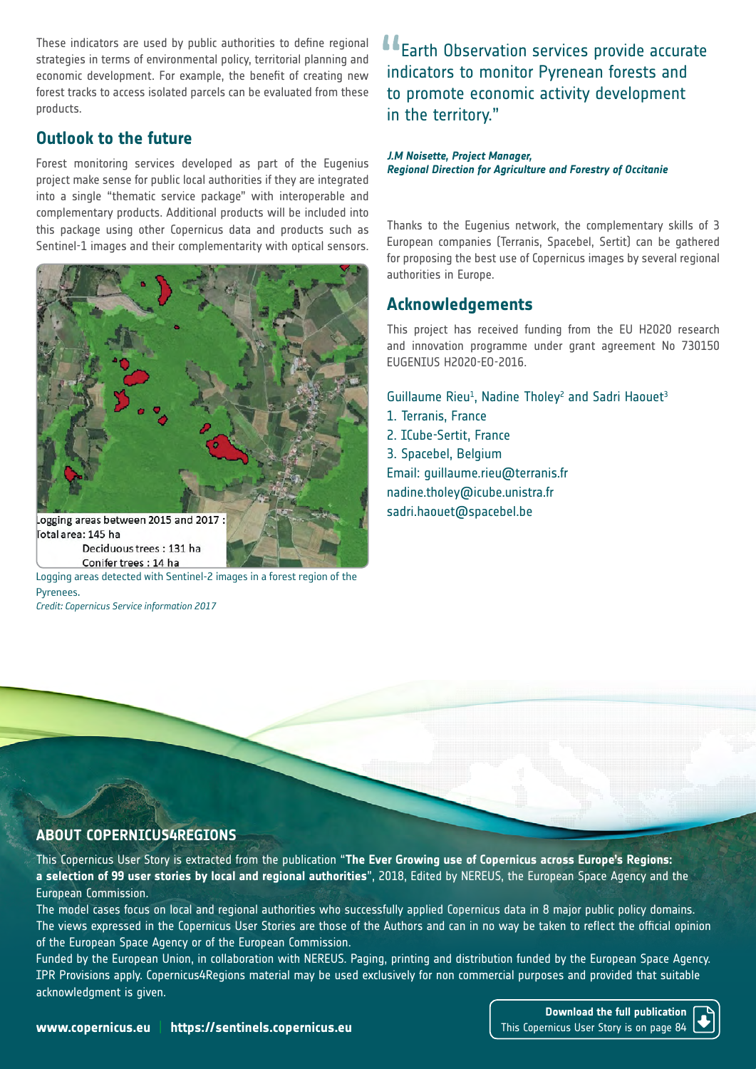These indicators are used by public authorities to define regional strategies in terms of environmental policy, territorial planning and economic development. For example, the benefit of creating new forest tracks to access isolated parcels can be evaluated from these products.

## Outlook to the future

Forest monitoring services developed as part of the Eugenius project make sense for public local authorities if they are integrated into a single "thematic service package" with interoperable and complementary products. Additional products will be included into this package using other Copernicus data and products such as Sentinel-1 images and their complementarity with optical sensors.

Logging areas between 2015 and 2017 :
Total area: 145 ha
Deciduous trees : 131 ha
Conifer trees : 14 ha

Logging areas detected with Sentinel-2 images in a forest region of the Pyrenees.
*Credit: Copernicus Service information 2017*

"Earth Observation services provide accurate indicators to monitor Pyrenean forests and to promote economic activity development in the territory."

***J.M Noisette, Project Manager, Regional Direction for Agriculture and Forestry of Occitanie***

Thanks to the Eugenius network, the complementary skills of 3 European companies (Terranis, Spacebel, Sertit) can be gathered for proposing the best use of Copernicus images by several regional authorities in Europe.

## Acknowledgements

This project has received funding from the EU H2020 research and innovation programme under grant agreement No 730150 EUGENIUS H2020-EO-2016.

Guillaume Rieu[1], Nadine Tholey[2] and Sadri Haouet[3]
1. Terranis, France
2. ICube-Sertit, France
3. Spacebel, Belgium
Email: guillaume.rieu@terranis.fr
nadine.tholey@icube.unistra.fr
sadri.haouet@spacebel.be

## ABOUT COPERNICUS4REGIONS

This Copernicus User Story is extracted from the publication "**The Ever Growing use of Copernicus across Europe's Regions: a selection of 99 user stories by local and regional authorities**", 2018, Edited by NEREUS, the European Space Agency and the European Commission.
The model cases focus on local and regional authorities who successfully applied Copernicus data in 8 major public policy domains. The views expressed in the Copernicus User Stories are those of the Authors and can in no way be taken to reflect the official opinion of the European Space Agency or of the European Commission.
Funded by the European Union, in collaboration with NEREUS. Paging, printing and distribution funded by the European Space Agency. IPR Provisions apply. Copernicus4Regions material may be used exclusively for non commercial purposes and provided that suitable acknowledgment is given.

**www.copernicus.eu** | **https://sentinels.copernicus.eu**

**Download the full publication**
This Copernicus User Story is on page 84